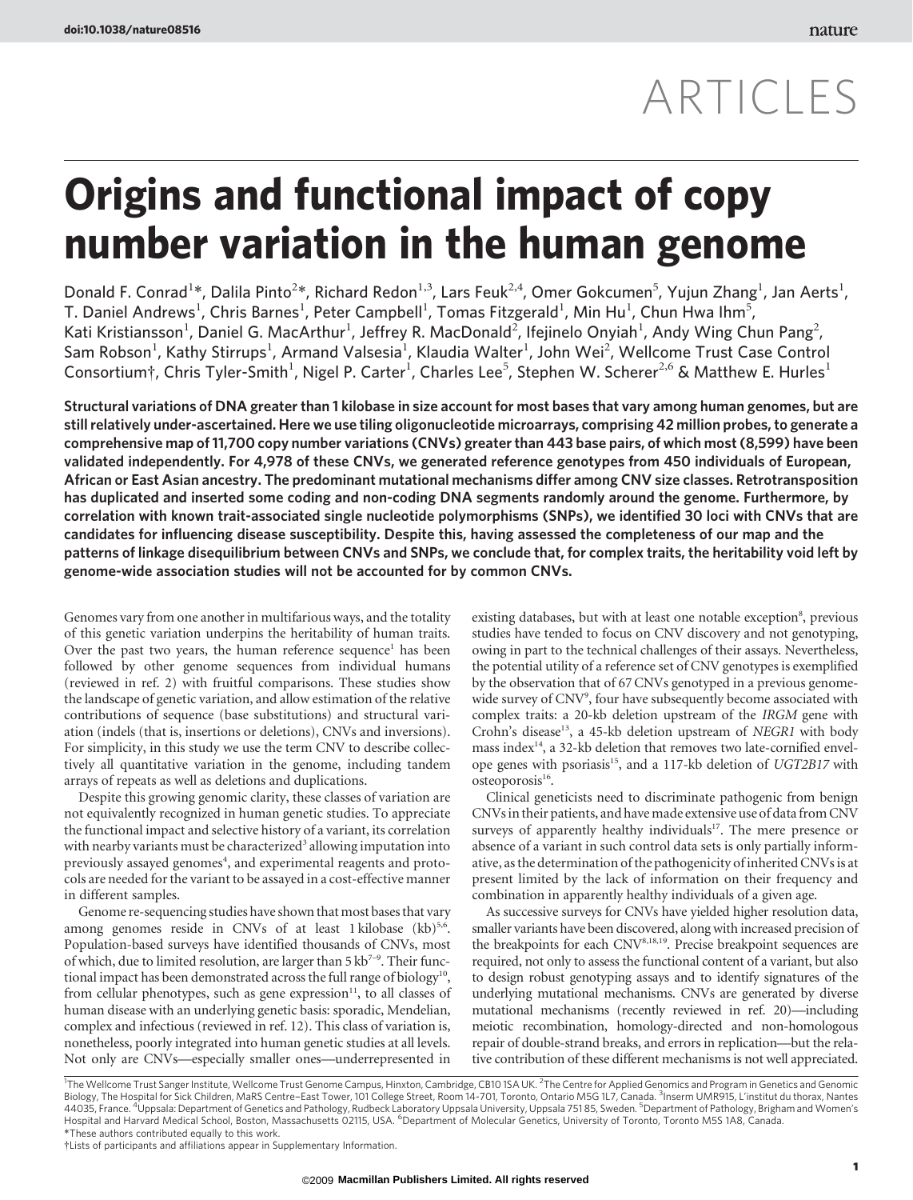ARTICLES

# Origins and functional impact of copy number variation in the human genome

Donald F. Conrad[1]*, Dalila Pinto[2]*, Richard Redon[1,3], Lars Feuk[2,4], Omer Gokcumen[5], Yujun Zhang[1], Jan Aerts[1], T. Daniel Andrews[1], Chris Barnes[1], Peter Campbell[1], Tomas Fitzgerald[1], Min Hu[1], Chun Hwa Ihm[5], Kati Kristiansson[1], Daniel G. MacArthur[1], Jeffrey R. MacDonald[2], Ifejinelo Onyiah[1], Andy Wing Chun Pang[2], Sam Robson[1], Kathy Stirrups[1], Armand Valsesia[1], Klaudia Walter[1], John Wei[2], Wellcome Trust Case Control Consortium†, Chris Tyler-Smith[1], Nigel P. Carter[1], Charles Lee[5], Stephen W. Scherer[2,6] & Matthew E. Hurles[1]

**Structural variations of DNA greater than 1 kilobase in size account for most bases that vary among human genomes, but are still relatively under-ascertained. Here we use tiling oligonucleotide microarrays, comprising 42 million probes, to generate a comprehensive map of 11,700 copy number variations (CNVs) greater than 443 base pairs, of which most (8,599) have been validated independently. For 4,978 of these CNVs, we generated reference genotypes from 450 individuals of European, African or East Asian ancestry. The predominant mutational mechanisms differ among CNV size classes. Retrotransposition has duplicated and inserted some coding and non-coding DNA segments randomly around the genome. Furthermore, by correlation with known trait-associated single nucleotide polymorphisms (SNPs), we identified 30 loci with CNVs that are candidates for influencing disease susceptibility. Despite this, having assessed the completeness of our map and the patterns of linkage disequilibrium between CNVs and SNPs, we conclude that, for complex traits, the heritability void left by genome-wide association studies will not be accounted for by common CNVs.**

Genomes vary from one another in multifarious ways, and the totality of this genetic variation underpins the heritability of human traits. Over the past two years, the human reference sequence[1] has been followed by other genome sequences from individual humans (reviewed in ref. 2) with fruitful comparisons. These studies show the landscape of genetic variation, and allow estimation of the relative contributions of sequence (base substitutions) and structural variation (indels (that is, insertions or deletions), CNVs and inversions). For simplicity, in this study we use the term CNV to describe collectively all quantitative variation in the genome, including tandem arrays of repeats as well as deletions and duplications.

Despite this growing genomic clarity, these classes of variation are not equivalently recognized in human genetic studies. To appreciate the functional impact and selective history of a variant, its correlation with nearby variants must be characterized[3] allowing imputation into previously assayed genomes[4], and experimental reagents and protocols are needed for the variant to be assayed in a cost-effective manner in different samples.

Genome re-sequencing studies have shown that most bases that vary among genomes reside in CNVs of at least 1 kilobase (kb)[5,6]. Population-based surveys have identified thousands of CNVs, most of which, due to limited resolution, are larger than 5 kb[7–9]. Their functional impact has been demonstrated across the full range of biology[10], from cellular phenotypes, such as gene expression[11], to all classes of human disease with an underlying genetic basis: sporadic, Mendelian, complex and infectious (reviewed in ref. 12). This class of variation is, nonetheless, poorly integrated into human genetic studies at all levels. Not only are CNVs—especially smaller ones—underrepresented in existing databases, but with at least one notable exception[8], previous studies have tended to focus on CNV discovery and not genotyping, owing in part to the technical challenges of their assays. Nevertheless, the potential utility of a reference set of CNV genotypes is exemplified by the observation that of 67 CNVs genotyped in a previous genome-wide survey of CNV[9], four have subsequently become associated with complex traits: a 20-kb deletion upstream of the *IRGM* gene with Crohn's disease[13], a 45-kb deletion upstream of *NEGR1* with body mass index[14], a 32-kb deletion that removes two late-cornified envelope genes with psoriasis[15], and a 117-kb deletion of *UGT2B17* with osteoporosis[16].

Clinical geneticists need to discriminate pathogenic from benign CNVs in their patients, and have made extensive use of data from CNV surveys of apparently healthy individuals[17]. The mere presence or absence of a variant in such control data sets is only partially informative, as the determination of the pathogenicity of inherited CNVs is at present limited by the lack of information on their frequency and combination in apparently healthy individuals of a given age.

As successive surveys for CNVs have yielded higher resolution data, smaller variants have been discovered, along with increased precision of the breakpoints for each CNV[8,18,19]. Precise breakpoint sequences are required, not only to assess the functional content of a variant, but also to design robust genotyping assays and to identify signatures of the underlying mutational mechanisms. CNVs are generated by diverse mutational mechanisms (recently reviewed in ref. 20)—including meiotic recombination, homology-directed and non-homologous repair of double-strand breaks, and errors in replication—but the relative contribution of these different mechanisms is not well appreciated.

[1]The Wellcome Trust Sanger Institute, Wellcome Trust Genome Campus, Hinxton, Cambridge, CB10 1SA UK. [2]The Centre for Applied Genomics and Program in Genetics and Genomic Biology, The Hospital for Sick Children, MaRS Centre–East Tower, 101 College Street, Room 14-701, Toronto, Ontario M5G 1L7, Canada. [3]Inserm UMR915, L'institut du thorax, Nantes 44035, France. [4]Uppsala: Department of Genetics and Pathology, Rudbeck Laboratory Uppsala University, Uppsala 751 85, Sweden. [5]Department of Pathology, Brigham and Women's Hospital and Harvard Medical School, Boston, Massachusetts 02115, USA. [6]Department of Molecular Genetics, University of Toronto, Toronto M5S 1A8, Canada.
*These authors contributed equally to this work.
†Lists of participants and affiliations appear in Supplementary Information.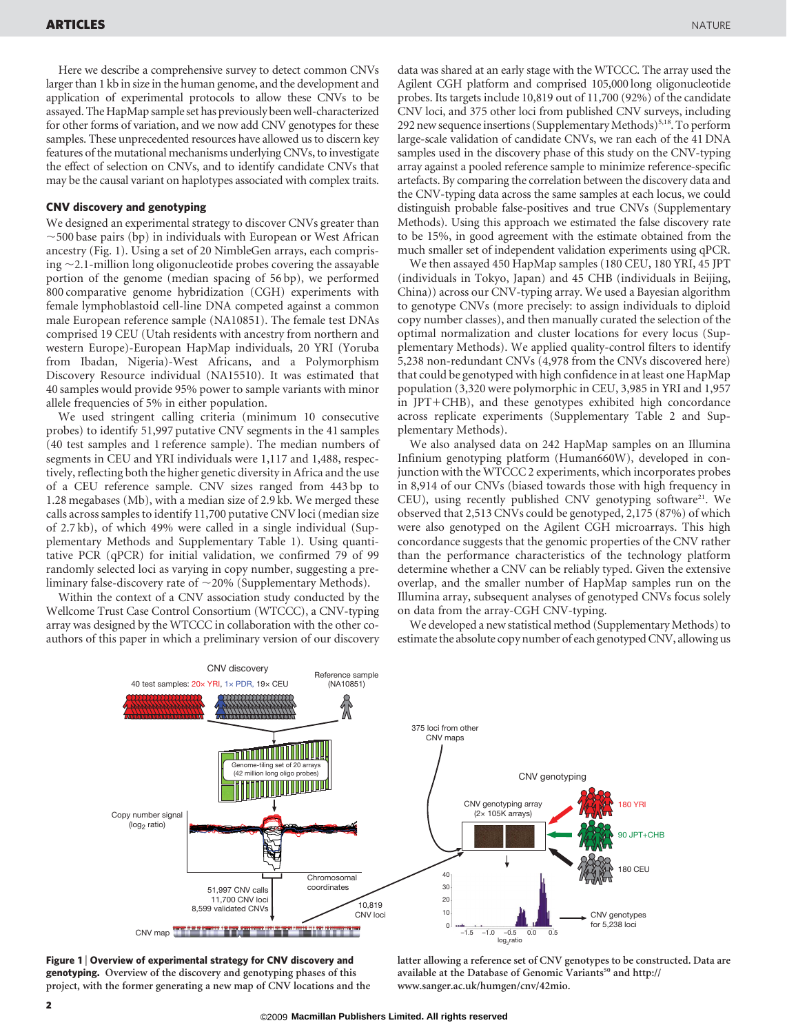Here we describe a comprehensive survey to detect common CNVs larger than 1 kb in size in the human genome, and the development and application of experimental protocols to allow these CNVs to be assayed. The HapMap sample set has previously been well-characterized for other forms of variation, and we now add CNV genotypes for these samples. These unprecedented resources have allowed us to discern key features of the mutational mechanisms underlying CNVs, to investigate the effect of selection on CNVs, and to identify candidate CNVs that may be the causal variant on haplotypes associated with complex traits.

## CNV discovery and genotyping

We designed an experimental strategy to discover CNVs greater than ~500 base pairs (bp) in individuals with European or West African ancestry (Fig. 1). Using a set of 20 NimbleGen arrays, each comprising ~2.1-million long oligonucleotide probes covering the assayable portion of the genome (median spacing of 56 bp), we performed 800 comparative genome hybridization (CGH) experiments with female lymphoblastoid cell-line DNA competed against a common male European reference sample (NA10851). The female test DNAs comprised 19 CEU (Utah residents with ancestry from northern and western Europe)-European HapMap individuals, 20 YRI (Yoruba from Ibadan, Nigeria)-West Africans, and a Polymorphism Discovery Resource individual (NA15510). It was estimated that 40 samples would provide 95% power to sample variants with minor allele frequencies of 5% in either population.

We used stringent calling criteria (minimum 10 consecutive probes) to identify 51,997 putative CNV segments in the 41 samples (40 test samples and 1 reference sample). The median numbers of segments in CEU and YRI individuals were 1,117 and 1,488, respectively, reflecting both the higher genetic diversity in Africa and the use of a CEU reference sample. CNV sizes ranged from 443 bp to 1.28 megabases (Mb), with a median size of 2.9 kb. We merged these calls across samples to identify 11,700 putative CNV loci (median size of 2.7 kb), of which 49% were called in a single individual (Supplementary Methods and Supplementary Table 1). Using quantitative PCR (qPCR) for initial validation, we confirmed 79 of 99 randomly selected loci as varying in copy number, suggesting a preliminary false-discovery rate of ~20% (Supplementary Methods).

Within the context of a CNV association study conducted by the Wellcome Trust Case Control Consortium (WTCCC), a CNV-typing array was designed by the WTCCC in collaboration with the other co-authors of this paper in which a preliminary version of our discovery data was shared at an early stage with the WTCCC. The array used the Agilent CGH platform and comprised 105,000 long oligonucleotide probes. Its targets include 10,819 out of 11,700 (92%) of the candidate CNV loci, and 375 other loci from published CNV surveys, including 292 new sequence insertions (Supplementary Methods)[5,18]. To perform large-scale validation of candidate CNVs, we ran each of the 41 DNA samples used in the discovery phase of this study on the CNV-typing array against a pooled reference sample to minimize reference-specific artefacts. By comparing the correlation between the discovery data and the CNV-typing data across the same samples at each locus, we could distinguish probable false-positives and true CNVs (Supplementary Methods). Using this approach we estimated the false discovery rate to be 15%, in good agreement with the estimate obtained from the much smaller set of independent validation experiments using qPCR.

We then assayed 450 HapMap samples (180 CEU, 180 YRI, 45 JPT (individuals in Tokyo, Japan) and 45 CHB (individuals in Beijing, China)) across our CNV-typing array. We used a Bayesian algorithm to genotype CNVs (more precisely: to assign individuals to diploid copy number classes), and then manually curated the selection of the optimal normalization and cluster locations for every locus (Supplementary Methods). We applied quality-control filters to identify 5,238 non-redundant CNVs (4,978 from the CNVs discovered here) that could be genotyped with high confidence in at least one HapMap population (3,320 were polymorphic in CEU, 3,985 in YRI and 1,957 in JPT+CHB), and these genotypes exhibited high concordance across replicate experiments (Supplementary Table 2 and Supplementary Methods).

We also analysed data on 242 HapMap samples on an Illumina Infinium genotyping platform (Human660W), developed in conjunction with the WTCCC 2 experiments, which incorporates probes in 8,914 of our CNVs (biased towards those with high frequency in CEU), using recently published CNV genotyping software[21]. We observed that 2,513 CNVs could be genotyped, 2,175 (87%) of which were also genotyped on the Agilent CGH microarrays. This high concordance suggests that the genomic properties of the CNV rather than the performance characteristics of the technology platform determine whether a CNV can be reliably typed. Given the extensive overlap, and the smaller number of HapMap samples run on the Illumina array, subsequent analyses of genotyped CNVs focus solely on data from the array-CGH CNV-typing.

We developed a new statistical method (Supplementary Methods) to estimate the absolute copy number of each genotyped CNV, allowing us

**Figure 1 | Overview of experimental strategy for CNV discovery and genotyping.** Overview of the discovery and genotyping phases of this project, with the former generating a new map of CNV locations and the latter allowing a reference set of CNV genotypes to be constructed. Data are available at the Database of Genomic Variants[50] and http://www.sanger.ac.uk/humgen/cnv/42mio.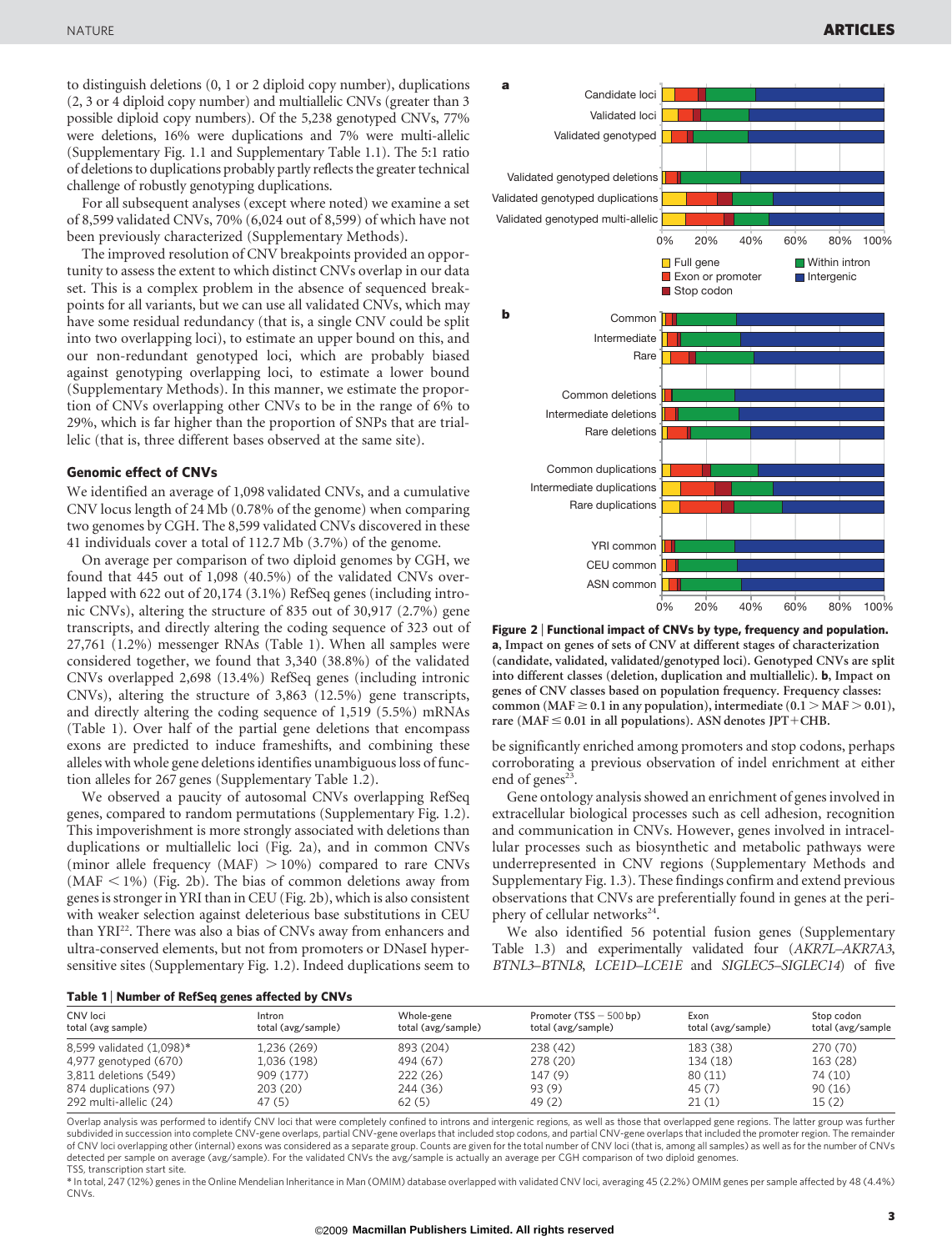to distinguish deletions (0, 1 or 2 diploid copy number), duplications (2, 3 or 4 diploid copy number) and multiallelic CNVs (greater than 3 possible diploid copy numbers). Of the 5,238 genotyped CNVs, 77% were deletions, 16% were duplications and 7% were multi-allelic (Supplementary Fig. 1.1 and Supplementary Table 1.1). The 5:1 ratio of deletions to duplications probably partly reflects the greater technical challenge of robustly genotyping duplications.

For all subsequent analyses (except where noted) we examine a set of 8,599 validated CNVs, 70% (6,024 out of 8,599) of which have not been previously characterized (Supplementary Methods).

The improved resolution of CNV breakpoints provided an opportunity to assess the extent to which distinct CNVs overlap in our data set. This is a complex problem in the absence of sequenced breakpoints for all variants, but we can use all validated CNVs, which may have some residual redundancy (that is, a single CNV could be split into two overlapping loci), to estimate an upper bound on this, and our non-redundant genotyped loci, which are probably biased against genotyping overlapping loci, to estimate a lower bound (Supplementary Methods). In this manner, we estimate the proportion of CNVs overlapping other CNVs to be in the range of 6% to 29%, which is far higher than the proportion of SNPs that are triallelic (that is, three different bases observed at the same site).

## Genomic effect of CNVs

We identified an average of 1,098 validated CNVs, and a cumulative CNV locus length of 24 Mb (0.78% of the genome) when comparing two genomes by CGH. The 8,599 validated CNVs discovered in these 41 individuals cover a total of 112.7 Mb (3.7%) of the genome.

On average per comparison of two diploid genomes by CGH, we found that 445 out of 1,098 (40.5%) of the validated CNVs overlapped with 622 out of 20,174 (3.1%) RefSeq genes (including intronic CNVs), altering the structure of 835 out of 30,917 (2.7%) gene transcripts, and directly altering the coding sequence of 323 out of 27,761 (1.2%) messenger RNAs (Table 1). When all samples were considered together, we found that 3,340 (38.8%) of the validated CNVs overlapped 2,698 (13.4%) RefSeq genes (including intronic CNVs), altering the structure of 3,863 (12.5%) gene transcripts, and directly altering the coding sequence of 1,519 (5.5%) mRNAs (Table 1). Over half of the partial gene deletions that encompass exons are predicted to induce frameshifts, and combining these alleles with whole gene deletions identifies unambiguous loss of function alleles for 267 genes (Supplementary Table 1.2).

We observed a paucity of autosomal CNVs overlapping RefSeq genes, compared to random permutations (Supplementary Fig. 1.2). This impoverishment is more strongly associated with deletions than duplications or multiallelic loci (Fig. 2a), and in common CNVs (minor allele frequency (MAF) $> 10\%$) compared to rare CNVs (MAF $< 1\%$) (Fig. 2b). The bias of common deletions away from genes is stronger in YRI than in CEU (Fig. 2b), which is also consistent with weaker selection against deleterious base substitutions in CEU than YRI[22]. There was also a bias of CNVs away from enhancers and ultra-conserved elements, but not from promoters or DNaseI hypersensitive sites (Supplementary Fig. 1.2). Indeed duplications seem to be significantly enriched among promoters and stop codons, perhaps corroborating a previous observation of indel enrichment at either end of genes[23].

**Figure 2 | Functional impact of CNVs by type, frequency and population.** **a**, Impact on genes of sets of CNV at different stages of characterization (candidate, validated, validated/genotyped loci). Genotyped CNVs are split into different classes (deletion, duplication and multiallelic). **b**, Impact on genes of CNV classes based on population frequency. Frequency classes: common (MAF $\geq 0.1$ in any population), intermediate ($0.1 >$ MAF $> 0.01$), rare (MAF $\leq 0.01$ in all populations). ASN denotes JPT+CHB.

Gene ontology analysis showed an enrichment of genes involved in extracellular biological processes such as cell adhesion, recognition and communication in CNVs. However, genes involved in intracellular processes such as biosynthetic and metabolic pathways were underrepresented in CNV regions (Supplementary Methods and Supplementary Fig. 1.3). These findings confirm and extend previous observations that CNVs are preferentially found in genes at the periphery of cellular networks[24].

We also identified 56 potential fusion genes (Supplementary Table 1.3) and experimentally validated four (*AKR7L–AKR7A3*, *BTNL3–BTNL8*, *LCE1D–LCE1E* and *SIGLEC5–SIGLEC14*) of five

**Table 1 | Number of RefSeq genes affected by CNVs**

| CNV loci total (avg sample) | Intron total (avg/sample) | Whole-gene total (avg/sample) | Promoter (TSS − 500 bp) total (avg/sample) | Exon total (avg/sample) | Stop codon total (avg/sample |
|---|---|---|---|---|---|
| 8,599 validated (1,098)* | 1,236 (269) | 893 (204) | 238 (42) | 183 (38) | 270 (70) |
| 4,977 genotyped (670) | 1,036 (198) | 494 (67) | 278 (20) | 134 (18) | 163 (28) |
| 3,811 deletions (549) | 909 (177) | 222 (26) | 147 (9) | 80 (11) | 74 (10) |
| 874 duplications (97) | 203 (20) | 244 (36) | 93 (9) | 45 (7) | 90 (16) |
| 292 multi-allelic (24) | 47 (5) | 62 (5) | 49 (2) | 21 (1) | 15 (2) |

Overlap analysis was performed to identify CNV loci that were completely confined to introns and intergenic regions, as well as those that overlapped gene regions. The latter group was further subdivided in succession into complete CNV-gene overlaps, partial CNV-gene overlaps that included stop codons, and partial CNV-gene overlaps that included the promoter region. The remainder of CNV loci overlapping other (internal) exons was considered as a separate group. Counts are given for the total number of CNV loci (that is, among all samples) as well as for the number of CNVs detected per sample on average (avg/sample). For the validated CNVs the avg/sample is actually an average per CGH comparison of two diploid genomes.
TSS, transcription start site.
* In total, 247 (12%) genes in the Online Mendelian Inheritance in Man (OMIM) database overlapped with validated CNV loci, averaging 45 (2.2%) OMIM genes per sample affected by 48 (4.4%) CNVs.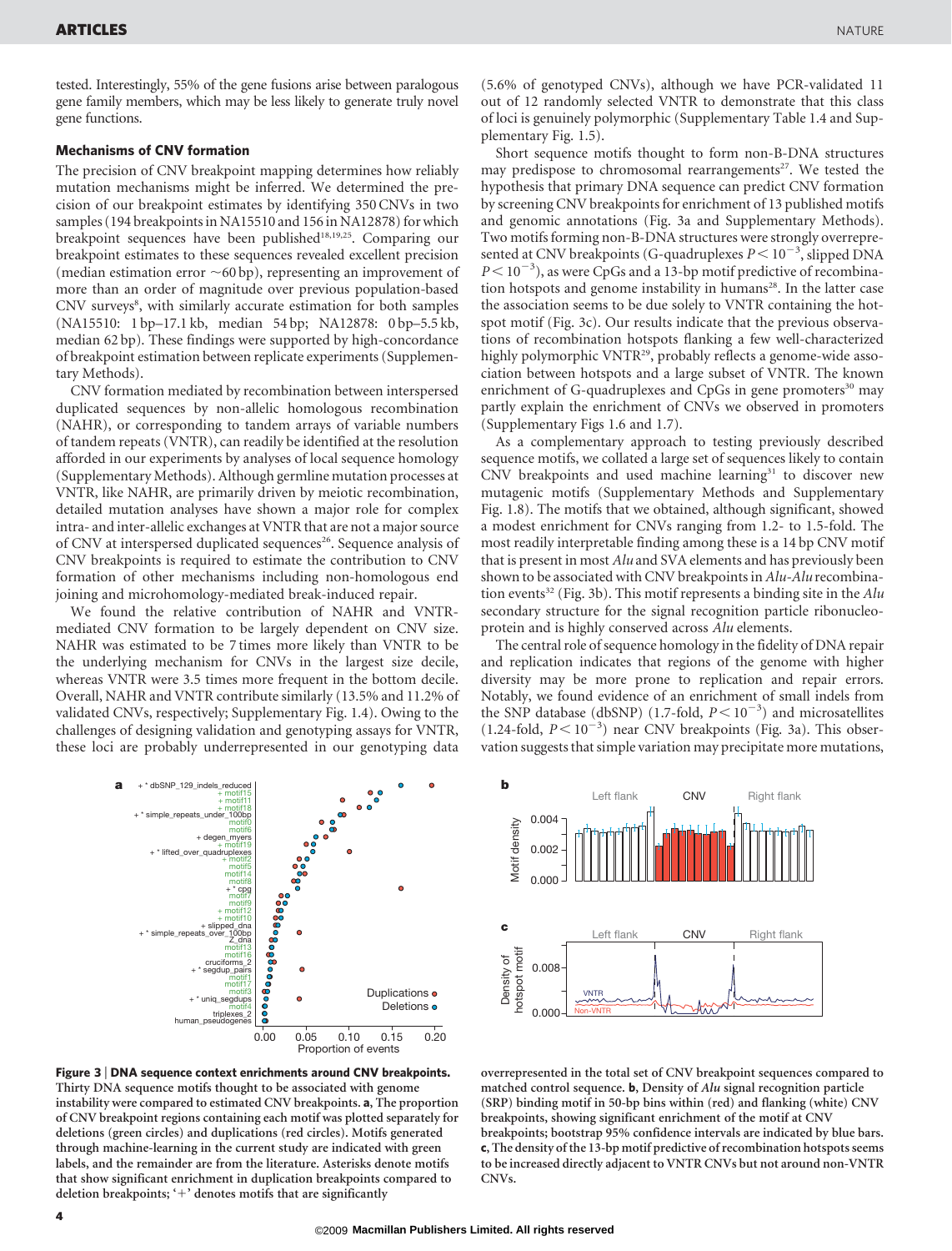tested. Interestingly, 55% of the gene fusions arise between paralogous gene family members, which may be less likely to generate truly novel gene functions.

## Mechanisms of CNV formation

The precision of CNV breakpoint mapping determines how reliably mutation mechanisms might be inferred. We determined the precision of our breakpoint estimates by identifying 350 CNVs in two samples (194 breakpoints in NA15510 and 156 in NA12878) for which breakpoint sequences have been published[18,19,25]. Comparing our breakpoint estimates to these sequences revealed excellent precision (median estimation error ~60 bp), representing an improvement of more than an order of magnitude over previous population-based CNV surveys[8], with similarly accurate estimation for both samples (NA15510: 1 bp–17.1 kb, median 54 bp; NA12878: 0 bp–5.5 kb, median 62 bp). These findings were supported by high-concordance of breakpoint estimation between replicate experiments (Supplementary Methods).

CNV formation mediated by recombination between interspersed duplicated sequences by non-allelic homologous recombination (NAHR), or corresponding to tandem arrays of variable numbers of tandem repeats (VNTR), can readily be identified at the resolution afforded in our experiments by analyses of local sequence homology (Supplementary Methods). Although germline mutation processes at VNTR, like NAHR, are primarily driven by meiotic recombination, detailed mutation analyses have shown a major role for complex intra- and inter-allelic exchanges at VNTR that are not a major source of CNV at interspersed duplicated sequences[26]. Sequence analysis of CNV breakpoints is required to estimate the contribution to CNV formation of other mechanisms including non-homologous end joining and microhomology-mediated break-induced repair.

We found the relative contribution of NAHR and VNTR-mediated CNV formation to be largely dependent on CNV size. NAHR was estimated to be 7 times more likely than VNTR to be the underlying mechanism for CNVs in the largest size decile, whereas VNTR were 3.5 times more frequent in the bottom decile. Overall, NAHR and VNTR contribute similarly (13.5% and 11.2% of validated CNVs, respectively; Supplementary Fig. 1.4). Owing to the challenges of designing validation and genotyping assays for VNTR, these loci are probably underrepresented in our genotyping data (5.6% of genotyped CNVs), although we have PCR-validated 11 out of 12 randomly selected VNTR to demonstrate that this class of loci is genuinely polymorphic (Supplementary Table 1.4 and Supplementary Fig. 1.5).

Short sequence motifs thought to form non-B-DNA structures may predispose to chromosomal rearrangements[27]. We tested the hypothesis that primary DNA sequence can predict CNV formation by screening CNV breakpoints for enrichment of 13 published motifs and genomic annotations (Fig. 3a and Supplementary Methods). Two motifs forming non-B-DNA structures were strongly overrepresented at CNV breakpoints (G-quadruplexes $P < 10^{-3}$, slipped DNA $P < 10^{-3}$), as were CpGs and a 13-bp motif predictive of recombination hotspots and genome instability in humans[28]. In the latter case the association seems to be due solely to VNTR containing the hotspot motif (Fig. 3c). Our results indicate that the previous observations of recombination hotspots flanking a few well-characterized highly polymorphic VNTR[29], probably reflects a genome-wide association between hotspots and a large subset of VNTR. The known enrichment of G-quadruplexes and CpGs in gene promoters[30] may partly explain the enrichment of CNVs we observed in promoters (Supplementary Figs 1.6 and 1.7).

As a complementary approach to testing previously described sequence motifs, we collated a large set of sequences likely to contain CNV breakpoints and used machine learning[31] to discover new mutagenic motifs (Supplementary Methods and Supplementary Fig. 1.8). The motifs that we obtained, although significant, showed a modest enrichment for CNVs ranging from 1.2- to 1.5-fold. The most readily interpretable finding among these is a 14 bp CNV motif that is present in most *Alu* and SVA elements and has previously been shown to be associated with CNV breakpoints in *Alu*-*Alu* recombination events[32] (Fig. 3b). This motif represents a binding site in the *Alu* secondary structure for the signal recognition particle ribonucleoprotein and is highly conserved across *Alu* elements.

The central role of sequence homology in the fidelity of DNA repair and replication indicates that regions of the genome with higher diversity may be more prone to replication and repair errors. Notably, we found evidence of an enrichment of small indels from the SNP database (dbSNP) (1.7-fold, $P < 10^{-3}$) and microsatellites (1.24-fold, $P < 10^{-3}$) near CNV breakpoints (Fig. 3a). This observation suggests that simple variation may precipitate more mutations,

**Figure 3 | DNA sequence context enrichments around CNV breakpoints.** Thirty DNA sequence motifs thought to be associated with genome instability were compared to estimated CNV breakpoints. **a**, The proportion of CNV breakpoint regions containing each motif was plotted separately for deletions (green circles) and duplications (red circles). Motifs generated through machine-learning in the current study are indicated with green labels, and the remainder are from the literature. Asterisks denote motifs that show significant enrichment in duplication breakpoints compared to deletion breakpoints; '+' denotes motifs that are significantly overrepresented in the total set of CNV breakpoint sequences compared to matched control sequence. **b**, Density of *Alu* signal recognition particle (SRP) binding motif in 50-bp bins within (red) and flanking (white) CNV breakpoints, showing significant enrichment of the motif at CNV breakpoints; bootstrap 95% confidence intervals are indicated by blue bars. **c**, The density of the 13-bp motif predictive of recombination hotspots seems to be increased directly adjacent to VNTR CNVs but not around non-VNTR CNVs.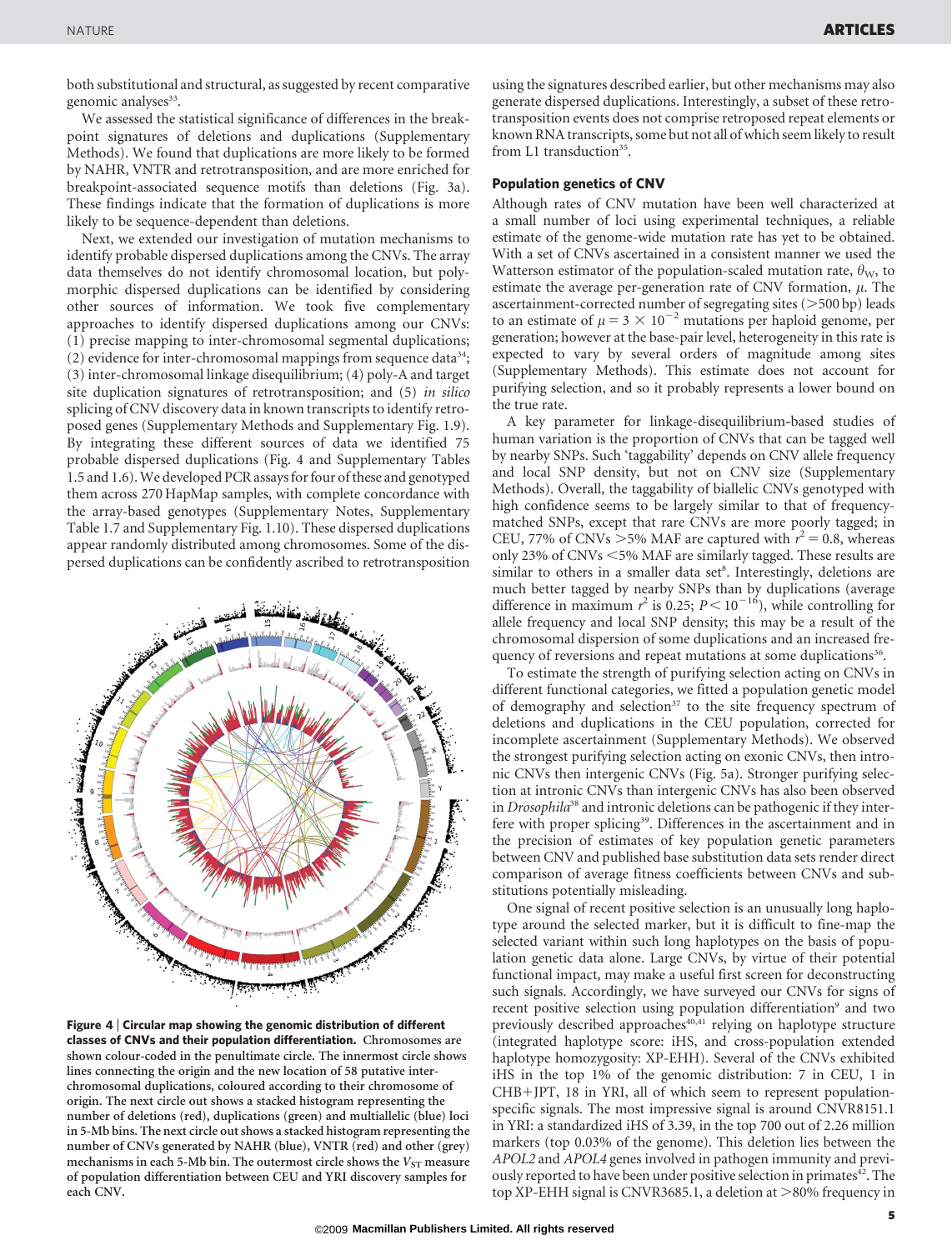both substitutional and structural, as suggested by recent comparative genomic analyses[33].

We assessed the statistical significance of differences in the breakpoint signatures of deletions and duplications (Supplementary Methods). We found that duplications are more likely to be formed by NAHR, VNTR and retrotransposition, and are more enriched for breakpoint-associated sequence motifs than deletions (Fig. 3a). These findings indicate that the formation of duplications is more likely to be sequence-dependent than deletions.

Next, we extended our investigation of mutation mechanisms to identify probable dispersed duplications among the CNVs. The array data themselves do not identify chromosomal location, but polymorphic dispersed duplications can be identified by considering other sources of information. We took five complementary approaches to identify dispersed duplications among our CNVs: (1) precise mapping to inter-chromosomal segmental duplications; (2) evidence for inter-chromosomal mappings from sequence data[34]; (3) inter-chromosomal linkage disequilibrium; (4) poly-A and target site duplication signatures of retrotransposition; and (5) *in silico* splicing of CNV discovery data in known transcripts to identify retroposed genes (Supplementary Methods and Supplementary Fig. 1.9). By integrating these different sources of data we identified 75 probable dispersed duplications (Fig. 4 and Supplementary Tables 1.5 and 1.6). We developed PCR assays for four of these and genotyped them across 270 HapMap samples, with complete concordance with the array-based genotypes (Supplementary Notes, Supplementary Table 1.7 and Supplementary Fig. 1.10). These dispersed duplications appear randomly distributed among chromosomes. Some of the dispersed duplications can be confidently ascribed to retrotransposition using the signatures described earlier, but other mechanisms may also generate dispersed duplications. Interestingly, a subset of these retrotransposition events does not comprise retroposed repeat elements or known RNA transcripts, some but not all of which seem likely to result from L1 transduction[35].

**Figure 4 | Circular map showing the genomic distribution of different classes of CNVs and their population differentiation.** Chromosomes are shown colour-coded in the penultimate circle. The innermost circle shows lines connecting the origin and the new location of 58 putative inter-chromosomal duplications, coloured according to their chromosome of origin. The next circle out shows a stacked histogram representing the number of deletions (red), duplications (green) and multiallelic (blue) loci in 5-Mb bins. The next circle out shows a stacked histogram representing the number of CNVs generated by NAHR (blue), VNTR (red) and other (grey) mechanisms in each 5-Mb bin. The outermost circle shows the $V_{ST}$ measure of population differentiation between CEU and YRI discovery samples for each CNV.

## Population genetics of CNV

Although rates of CNV mutation have been well characterized at a small number of loci using experimental techniques, a reliable estimate of the genome-wide mutation rate has yet to be obtained. With a set of CNVs ascertained in a consistent manner we used the Watterson estimator of the population-scaled mutation rate, $\theta_W$, to estimate the average per-generation rate of CNV formation, $\mu$. The ascertainment-corrected number of segregating sites (>500 bp) leads to an estimate of $\mu = 3 \times 10^{-2}$ mutations per haploid genome, per generation; however at the base-pair level, heterogeneity in this rate is expected to vary by several orders of magnitude among sites (Supplementary Methods). This estimate does not account for purifying selection, and so it probably represents a lower bound on the true rate.

A key parameter for linkage-disequilibrium-based studies of human variation is the proportion of CNVs that can be tagged well by nearby SNPs. Such 'taggability' depends on CNV allele frequency and local SNP density, but not on CNV size (Supplementary Methods). Overall, the taggability of biallelic CNVs genotyped with high confidence seems to be largely similar to that of frequency-matched SNPs, except that rare CNVs are more poorly tagged; in CEU, 77% of CNVs >5% MAF are captured with $r^2 = 0.8$, whereas only 23% of CNVs <5% MAF are similarly tagged. These results are similar to others in a smaller data set[8]. Interestingly, deletions are much better tagged by nearby SNPs than by duplications (average difference in maximum $r^2$ is 0.25; $P < 10^{-16}$), while controlling for allele frequency and local SNP density; this may be a result of the chromosomal dispersion of some duplications and an increased frequency of reversions and repeat mutations at some duplications[36].

To estimate the strength of purifying selection acting on CNVs in different functional categories, we fitted a population genetic model of demography and selection[37] to the site frequency spectrum of deletions and duplications in the CEU population, corrected for incomplete ascertainment (Supplementary Methods). We observed the strongest purifying selection acting on exonic CNVs, then intronic CNVs then intergenic CNVs (Fig. 5a). Stronger purifying selection at intronic CNVs than intergenic CNVs has also been observed in *Drosophila*[38] and intronic deletions can be pathogenic if they interfere with proper splicing[39]. Differences in the ascertainment and in the precision of estimates of key population genetic parameters between CNV and published base substitution data sets render direct comparison of average fitness coefficients between CNVs and substitutions potentially misleading.

One signal of recent positive selection is an unusually long haplotype around the selected marker, but it is difficult to fine-map the selected variant within such long haplotypes on the basis of population genetic data alone. Large CNVs, by virtue of their potential functional impact, may make a useful first screen for deconstructing such signals. Accordingly, we have surveyed our CNVs for signs of recent positive selection using population differentiation[9] and two previously described approaches[40,41] relying on haplotype structure (integrated haplotype score: iHS, and cross-population extended haplotype homozygosity: XP-EHH). Several of the CNVs exhibited iHS in the top 1% of the genomic distribution: 7 in CEU, 1 in CHB+JPT, 18 in YRI, all of which seem to represent population-specific signals. The most impressive signal is around CNVR8151.1 in YRI: a standardized iHS of 3.39, in the top 700 out of 2.26 million markers (top 0.03% of the genome). This deletion lies between the *APOL2* and *APOL4* genes involved in pathogen immunity and previously reported to have been under positive selection in primates[42]. The top XP-EHH signal is CNVR3685.1, a deletion at >80% frequency in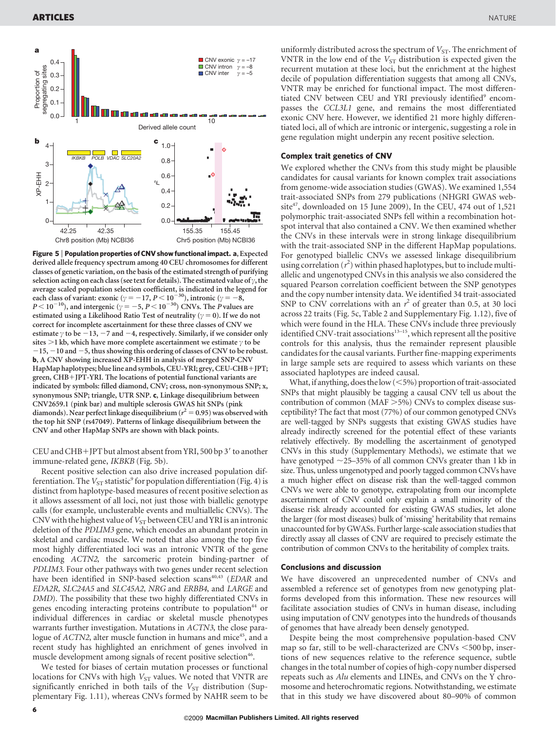**Figure 5 | Population properties of CNV show functional impact.** **a**, Expected derived allele frequency spectrum among 40 CEU chromosomes for different classes of genetic variation, on the basis of the estimated strength of purifying selection acting on each class (see text for details). The estimated value of $\gamma$, the average scaled population selection coefficient, is indicated in the legend for each class of variant: exonic ($\gamma = -17$, $P < 10^{-30}$), intronic ($\gamma = -8$, $P < 10^{-10}$), and intergenic ($\gamma = -5$, $P < 10^{-30}$) CNVs. The $P$ values are estimated using a Likelihood Ratio Test of neutrality ($\gamma = 0$). If we do not correct for incomplete ascertainment for these three classes of CNV we estimate $\gamma$ to be $-13$, $-7$ and $-4$, respectively. Similarly, if we consider only sites >1 kb, which have more complete ascertainment we estimate $\gamma$ to be $-15$, $-10$ and $-5$, thus showing this ordering of classes of CNV to be robust. **b**, A CNV showing increased XP-EHH in analysis of merged SNP-CNV HapMap haplotypes; blue line and symbols, CEU-YRI; grey, CEU-CHB+JPT; green, CHB+JPT-YRI. The locations of potential functional variants are indicated by symbols: filled diamond, CNV; cross, non-synonymous SNP; x, synonymous SNP; triangle, UTR SNP. **c**, Linkage disequilibrium between CNV2659.1 (pink bar) and multiple sclerosis GWAS hit SNPs (pink diamonds). Near perfect linkage disequilibrium ($r^2 = 0.95$) was observed with the top hit SNP (rs47049). Patterns of linkage disequilibrium between the CNV and other HapMap SNPs are shown with black points.

CEU and CHB+JPT but almost absent from YRI, 500 bp 3′ to another immune-related gene, *IKBKB* (Fig. 5b).

Recent positive selection can also drive increased population differentiation. The $V_{ST}$ statistic[9] for population differentiation (Fig. 4) is distinct from haplotype-based measures of recent positive selection as it allows assessment of all loci, not just those with biallelic genotype calls (for example, unclusterable events and multiallelic CNVs). The CNV with the highest value of $V_{ST}$ between CEU and YRI is an intronic deletion of the *PDLIM3* gene, which encodes an abundant protein in skeletal and cardiac muscle. We noted that also among the top five most highly differentiated loci was an intronic VNTR of the gene encoding *ACTN2*, the sarcomeric protein binding-partner of *PDLIM3*. Four other pathways with two genes under recent selection have been identified in SNP-based selection scans[40,43] (*EDAR* and *EDA2R*, *SLC24A5* and *SLC45A2*, *NRG* and *ERBB4*, and *LARGE* and *DMD*). The possibility that these two highly differentiated CNVs in genes encoding interacting proteins contribute to population[44] or individual differences in cardiac or skeletal muscle phenotypes warrants further investigation. Mutations in *ACTN3*, the close paralogue of *ACTN2*, alter muscle function in humans and mice[45], and a recent study has highlighted an enrichment of genes involved in muscle development among signals of recent positive selection[46].

We tested for biases of certain mutation processes or functional locations for CNVs with high $V_{ST}$ values. We noted that VNTR are significantly enriched in both tails of the $V_{ST}$ distribution (Supplementary Fig. 1.11), whereas CNVs formed by NAHR seem to be uniformly distributed across the spectrum of $V_{ST}$. The enrichment of VNTR in the low end of the $V_{ST}$ distribution is expected given the recurrent mutation at these loci, but the enrichment at the highest decile of population differentiation suggests that among all CNVs, VNTR may be enriched for functional impact. The most differentiated CNV between CEU and YRI previously identified[9] encompasses the *CCL3L1* gene, and remains the most differentiated exonic CNV here. However, we identified 21 more highly differentiated loci, all of which are intronic or intergenic, suggesting a role in gene regulation might underpin any recent positive selection.

### Complex trait genetics of CNV

We explored whether the CNVs from this study might be plausible candidates for causal variants for known complex trait associations from genome-wide association studies (GWAS). We examined 1,554 trait-associated SNPs from 279 publications (NHGRI GWAS website[47], downloaded on 15 June 2009), In the CEU, 474 out of 1,521 polymorphic trait-associated SNPs fell within a recombination hotspot interval that also contained a CNV. We then examined whether the CNVs in these intervals were in strong linkage disequilibrium with the trait-associated SNP in the different HapMap populations. For genotyped biallelic CNVs we assessed linkage disequilibrium using correlation ($r^2$) within phased haplotypes, but to include multiallelic and ungenotyped CNVs in this analysis we also considered the squared Pearson correlation coefficient between the SNP genotypes and the copy number intensity data. We identified 34 trait-associated SNP to CNV correlations with an $r^2$ of greater than 0.5, at 30 loci across 22 traits (Fig. 5c, Table 2 and Supplementary Fig. 1.12), five of which were found in the HLA. These CNVs include three previously identified CNV-trait associations[13–15], which represent all the positive controls for this analysis, thus the remainder represent plausible candidates for the causal variants. Further fine-mapping experiments in large sample sets are required to assess which variants on these associated haplotypes are indeed causal.

What, if anything, does the low (<5%) proportion of trait-associated SNPs that might plausibly be tagging a causal CNV tell us about the contribution of common (MAF >5%) CNVs to complex disease susceptibility? The fact that most (77%) of our common genotyped CNVs are well-tagged by SNPs suggests that existing GWAS studies have already indirectly screened for the potential effect of these variants relatively effectively. By modelling the ascertainment of genotyped CNVs in this study (Supplementary Methods), we estimate that we have genotyped ~25–35% of all common CNVs greater than 1 kb in size. Thus, unless ungenotyped and poorly tagged common CNVs have a much higher effect on disease risk than the well-tagged common CNVs we were able to genotype, extrapolating from our incomplete ascertainment of CNV could only explain a small minority of the disease risk already accounted for existing GWAS studies, let alone the larger (for most diseases) bulk of 'missing' heritability that remains unaccounted for by GWASs. Further large-scale association studies that directly assay all classes of CNV are required to precisely estimate the contribution of common CNVs to the heritability of complex traits.

### Conclusions and discussion

We have discovered an unprecedented number of CNVs and assembled a reference set of genotypes from new genotyping platforms developed from this information. These new resources will facilitate association studies of CNVs in human disease, including using imputation of CNV genotypes into the hundreds of thousands of genomes that have already been densely genotyped.

Despite being the most comprehensive population-based CNV map so far, still to be well-characterized are CNVs <500 bp, insertions of new sequences relative to the reference sequence, subtle changes in the total number of copies of high-copy number dispersed repeats such as *Alu* elements and LINEs, and CNVs on the Y chromosome and heterochromatic regions. Notwithstanding, we estimate that in this study we have discovered about 80–90% of common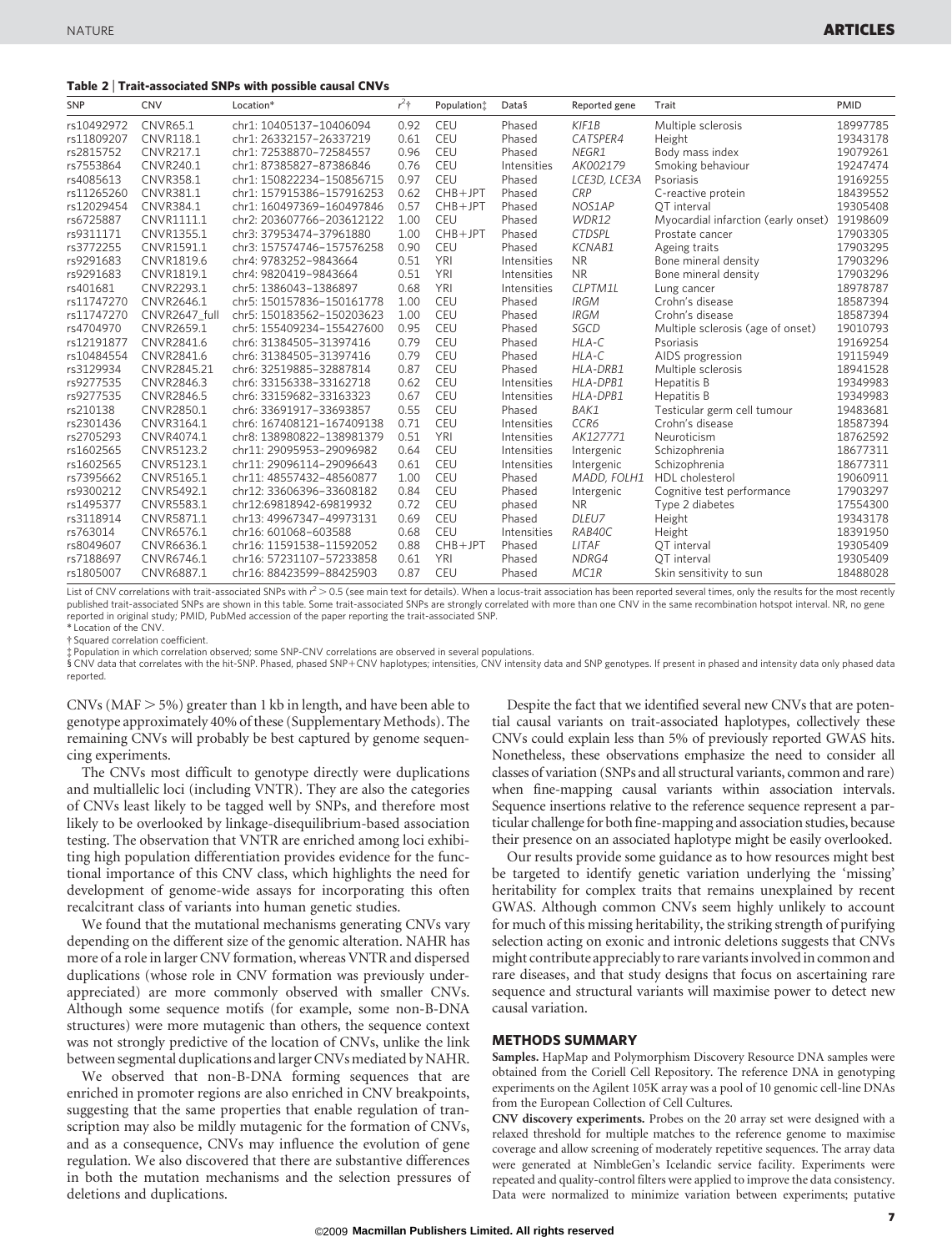**Table 2 | Trait-associated SNPs with possible causal CNVs**

| SNP | CNV | Location* | $r^2$† | Population‡ | Data§ | Reported gene | Trait | PMID |
|---|---|---|---|---|---|---|---|---|
| rs10492972 | CNVR65.1 | chr1: 10405137–10406094 | 0.92 | CEU | Phased | *KIF1B* | Multiple sclerosis | 18997785 |
| rs11809207 | CNVR118.1 | chr1: 26332157–26337219 | 0.61 | CEU | Phased | *CATSPER4* | Height | 19343178 |
| rs2815752 | CNVR217.1 | chr1: 72538870–72584557 | 0.96 | CEU | Phased | *NEGR1* | Body mass index | 19079261 |
| rs7553864 | CNVR240.1 | chr1: 87385827–87386846 | 0.76 | CEU | Intensities | *AK002179* | Smoking behaviour | 19247474 |
| rs4085613 | CNVR358.1 | chr1: 150822234–150856715 | 0.97 | CEU | Phased | *LCE3D, LCE3A* | Psoriasis | 19169255 |
| rs11265260 | CNVR381.1 | chr1: 157915386–157916253 | 0.62 | CHB+JPT | Phased | *CRP* | C-reactive protein | 18439552 |
| rs12029454 | CNVR384.1 | chr1: 160497369–160497846 | 0.57 | CHB+JPT | Phased | *NOS1AP* | QT interval | 19305408 |
| rs6725887 | CNVR1111.1 | chr2: 203607766–203612122 | 1.00 | CEU | Phased | *WDR12* | Myocardial infarction (early onset) | 19198609 |
| rs9311171 | CNVR1355.1 | chr3: 37953474–37961880 | 1.00 | CHB+JPT | Phased | *CTDSPL* | Prostate cancer | 17903305 |
| rs3772255 | CNVR1591.1 | chr3: 157574746–157576258 | 0.90 | CEU | Phased | *KCNAB1* | Ageing traits | 17903295 |
| rs9291683 | CNVR1819.6 | chr4: 9783252–9843664 | 0.51 | YRI | Intensities | NR | Bone mineral density | 17903296 |
| rs9291683 | CNVR1819.1 | chr4: 9820419–9843664 | 0.51 | YRI | Intensities | NR | Bone mineral density | 17903296 |
| rs401681 | CNVR2293.1 | chr5: 1386043–1386897 | 0.68 | YRI | Intensities | *CLPTM1L* | Lung cancer | 18978787 |
| rs11747270 | CNVR2646.1 | chr5: 150157836–150161778 | 1.00 | CEU | Phased | *IRGM* | Crohn's disease | 18587394 |
| rs11747270 | CNVR2647_full | chr5: 150183562–150203623 | 1.00 | CEU | Phased | *IRGM* | Crohn's disease | 18587394 |
| rs4704970 | CNVR2659.1 | chr5: 155409234–155427600 | 0.95 | CEU | Phased | *SGCD* | Multiple sclerosis (age of onset) | 19010793 |
| rs12191877 | CNVR2841.6 | chr6: 31384505–31397416 | 0.79 | CEU | Phased | *HLA-C* | Psoriasis | 19169254 |
| rs10484554 | CNVR2841.6 | chr6: 31384505–31397416 | 0.79 | CEU | Phased | *HLA-C* | AIDS progression | 19115949 |
| rs3129934 | CNVR2845.21 | chr6: 32519885–32887814 | 0.87 | CEU | Phased | *HLA-DRB1* | Multiple sclerosis | 18941528 |
| rs9277535 | CNVR2846.3 | chr6: 33156338–33162718 | 0.62 | CEU | Intensities | *HLA-DPB1* | Hepatitis B | 19349983 |
| rs9277535 | CNVR2846.5 | chr6: 33159682–33163323 | 0.67 | CEU | Intensities | *HLA-DPB1* | Hepatitis B | 19349983 |
| rs210138 | CNVR2850.1 | chr6: 33691917–33693857 | 0.55 | CEU | Phased | *BAK1* | Testicular germ cell tumour | 19483681 |
| rs2301436 | CNVR3164.1 | chr6: 167408121–167409138 | 0.71 | CEU | Intensities | *CCR6* | Crohn's disease | 18587394 |
| rs2705293 | CNVR4074.1 | chr8: 138980822–138981379 | 0.51 | YRI | Intensities | *AK127771* | Neuroticism | 18762592 |
| rs1602565 | CNVR5123.2 | chr11: 29095953–29096982 | 0.64 | CEU | Intensities | Intergenic | Schizophrenia | 18677311 |
| rs1602565 | CNVR5123.1 | chr11: 29096114–29096643 | 0.61 | CEU | Intensities | Intergenic | Schizophrenia | 18677311 |
| rs7395662 | CNVR5165.1 | chr11: 48557432–48560877 | 1.00 | CEU | Phased | *MADD, FOLH1* | HDL cholesterol | 19060911 |
| rs9300212 | CNVR5492.1 | chr12: 33606396–33608182 | 0.84 | CEU | Phased | Intergenic | Cognitive test performance | 17903297 |
| rs1495377 | CNVR5583.1 | chr12:69818942-69819932 | 0.72 | CEU | phased | NR | Type 2 diabetes | 17554300 |
| rs3118914 | CNVR5871.1 | chr13: 49967347–49973131 | 0.69 | CEU | Phased | *DLEU7* | Height | 19343178 |
| rs763014 | CNVR6576.1 | chr16: 601068–603588 | 0.68 | CEU | Intensities | *RAB40C* | Height | 18391950 |
| rs8049607 | CNVR6636.1 | chr16: 11591538–11592052 | 0.88 | CHB+JPT | Phased | *LITAF* | QT interval | 19305409 |
| rs7188697 | CNVR6746.1 | chr16: 57231107–57233858 | 0.61 | YRI | Phased | *NDRG4* | QT interval | 19305409 |
| rs1805007 | CNVR6887.1 | chr16: 88423599–88425903 | 0.87 | CEU | Phased | *MC1R* | Skin sensitivity to sun | 18488028 |

List of CNV correlations with trait-associated SNPs with $r^2 > 0.5$ (see main text for details). When a locus-trait association has been reported several times, only the results for the most recently published trait-associated SNPs are shown in this table. Some trait-associated SNPs are strongly correlated with more than one CNV in the same recombination hotspot interval. NR, no gene reported in original study; PMID, PubMed accession of the paper reporting the trait-associated SNP.

\* Location of the CNV.

† Squared correlation coefficient.

‡ Population in which correlation observed; some SNP-CNV correlations are observed in several populations.

§ CNV data that correlates with the hit-SNP. Phased, phased SNP+CNV haplotypes; intensities, CNV intensity data and SNP genotypes. If present in phased and intensity data only phased data reported.

CNVs (MAF > 5%) greater than 1 kb in length, and have been able to genotype approximately 40% of these (Supplementary Methods). The remaining CNVs will probably be best captured by genome sequencing experiments.

The CNVs most difficult to genotype directly were duplications and multiallelic loci (including VNTR). They are also the categories of CNVs least likely to be tagged well by SNPs, and therefore most likely to be overlooked by linkage-disequilibrium-based association testing. The observation that VNTR are enriched among loci exhibiting high population differentiation provides evidence for the functional importance of this CNV class, which highlights the need for development of genome-wide assays for incorporating this often recalcitrant class of variants into human genetic studies.

We found that the mutational mechanisms generating CNVs vary depending on the different size of the genomic alteration. NAHR has more of a role in larger CNV formation, whereas VNTR and dispersed duplications (whose role in CNV formation was previously underappreciated) are more commonly observed with smaller CNVs. Although some sequence motifs (for example, some non-B-DNA structures) were more mutagenic than others, the sequence context was not strongly predictive of the location of CNVs, unlike the link between segmental duplications and larger CNVs mediated by NAHR.

We observed that non-B-DNA forming sequences that are enriched in promoter regions are also enriched in CNV breakpoints, suggesting that the same properties that enable regulation of transcription may also be mildly mutagenic for the formation of CNVs, and as a consequence, CNVs may influence the evolution of gene regulation. We also discovered that there are substantive differences in both the mutation mechanisms and the selection pressures of deletions and duplications.

Despite the fact that we identified several new CNVs that are potential causal variants on trait-associated haplotypes, collectively these CNVs could explain less than 5% of previously reported GWAS hits. Nonetheless, these observations emphasize the need to consider all classes of variation (SNPs and all structural variants, common and rare) when fine-mapping causal variants within association intervals. Sequence insertions relative to the reference sequence represent a particular challenge for both fine-mapping and association studies, because their presence on an associated haplotype might be easily overlooked.

Our results provide some guidance as to how resources might best be targeted to identify genetic variation underlying the 'missing' heritability for complex traits that remains unexplained by recent GWAS. Although common CNVs seem highly unlikely to account for much of this missing heritability, the striking strength of purifying selection acting on exonic and intronic deletions suggests that CNVs might contribute appreciably to rare variants involved in common and rare diseases, and that study designs that focus on ascertaining rare sequence and structural variants will maximise power to detect new causal variation.

## METHODS SUMMARY

**Samples.** HapMap and Polymorphism Discovery Resource DNA samples were obtained from the Coriell Cell Repository. The reference DNA in genotyping experiments on the Agilent 105K array was a pool of 10 genomic cell-line DNAs from the European Collection of Cell Cultures.

**CNV discovery experiments.** Probes on the 20 array set were designed with a relaxed threshold for multiple matches to the reference genome to maximise coverage and allow screening of moderately repetitive sequences. The array data were generated at NimbleGen's Icelandic service facility. Experiments were repeated and quality-control filters were applied to improve the data consistency. Data were normalized to minimize variation between experiments; putative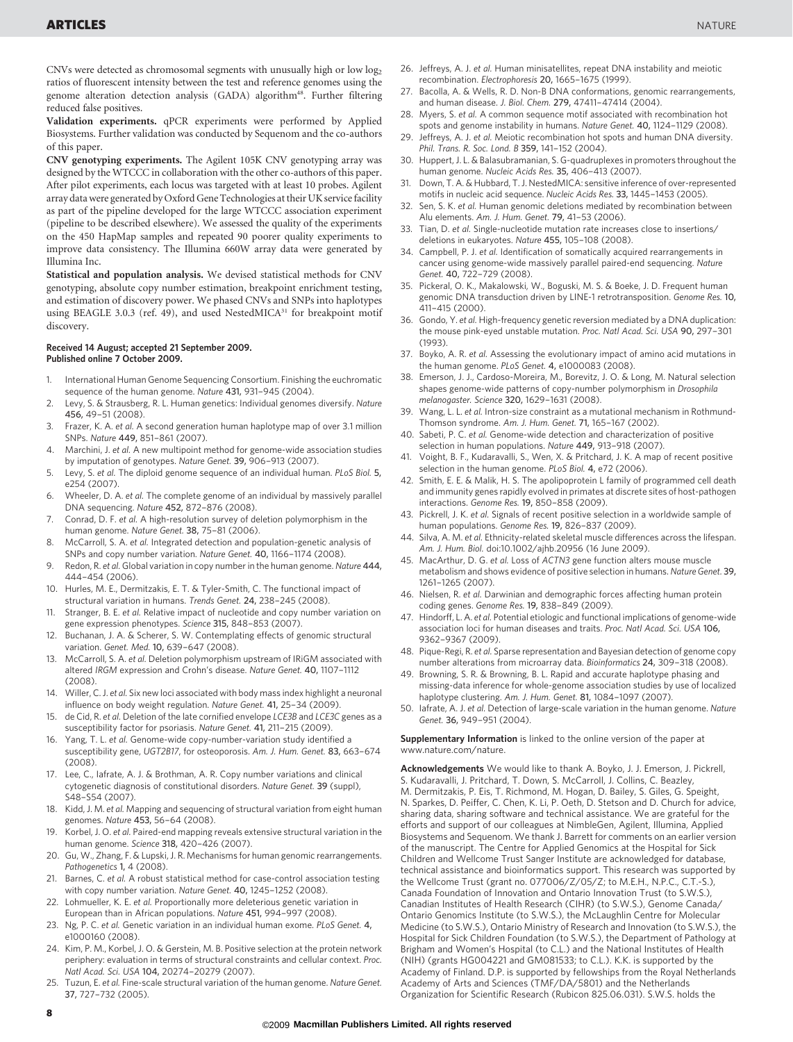CNVs were detected as chromosomal segments with unusually high or low $\log_2$ ratios of fluorescent intensity between the test and reference genomes using the genome alteration detection analysis (GADA) algorithm[48]. Further filtering reduced false positives.

**Validation experiments.** qPCR experiments were performed by Applied Biosystems. Further validation was conducted by Sequenom and the co-authors of this paper.

**CNV genotyping experiments.** The Agilent 105K CNV genotyping array was designed by the WTCCC in collaboration with the other co-authors of this paper. After pilot experiments, each locus was targeted with at least 10 probes. Agilent array data were generated by Oxford Gene Technologies at their UK service facility as part of the pipeline developed for the large WTCCC association experiment (pipeline to be described elsewhere). We assessed the quality of the experiments on the 450 HapMap samples and repeated 90 poorer quality experiments to improve data consistency. The Illumina 660W array data were generated by Illumina Inc.

**Statistical and population analysis.** We devised statistical methods for CNV genotyping, absolute copy number estimation, breakpoint enrichment testing, and estimation of discovery power. We phased CNVs and SNPs into haplotypes using BEAGLE 3.0.3 (ref. 49), and used NestedMICA[31] for breakpoint motif discovery.

**Received 14 August; accepted 21 September 2009.**
**Published online 7 October 2009.**

1. International Human Genome Sequencing Consortium. Finishing the euchromatic sequence of the human genome. *Nature* **431**, 931–945 (2004).
2. Levy, S. & Strausberg, R. L. Human genetics: Individual genomes diversify. *Nature* **456**, 49–51 (2008).
3. Frazer, K. A. *et al.* A second generation human haplotype map of over 3.1 million SNPs. *Nature* **449**, 851–861 (2007).
4. Marchini, J. *et al.* A new multipoint method for genome-wide association studies by imputation of genotypes. *Nature Genet.* **39**, 906–913 (2007).
5. Levy, S. *et al.* The diploid genome sequence of an individual human. *PLoS Biol.* **5**, e254 (2007).
6. Wheeler, D. A. *et al.* The complete genome of an individual by massively parallel DNA sequencing. *Nature* **452**, 872–876 (2008).
7. Conrad, D. F. *et al.* A high-resolution survey of deletion polymorphism in the human genome. *Nature Genet.* **38**, 75–81 (2006).
8. McCarroll, S. A. *et al.* Integrated detection and population-genetic analysis of SNPs and copy number variation. *Nature Genet.* **40**, 1166–1174 (2008).
9. Redon, R. *et al.* Global variation in copy number in the human genome. *Nature* **444**, 444–454 (2006).
10. Hurles, M. E., Dermitzakis, E. T. & Tyler-Smith, C. The functional impact of structural variation in humans. *Trends Genet.* **24**, 238–245 (2008).
11. Stranger, B. E. *et al.* Relative impact of nucleotide and copy number variation on gene expression phenotypes. *Science* **315**, 848–853 (2007).
12. Buchanan, J. A. & Scherer, S. W. Contemplating effects of genomic structural variation. *Genet. Med.* **10**, 639–647 (2008).
13. McCarroll, S. A. *et al.* Deletion polymorphism upstream of IRIGM associated with altered *IRGM* expression and Crohn's disease. *Nature Genet.* **40**, 1107–1112 (2008).
14. Willer, C. J. *et al.* Six new loci associated with body mass index highlight a neuronal influence on body weight regulation. *Nature Genet.* **41**, 25–34 (2009).
15. de Cid, R. *et al.* Deletion of the late cornified envelope *LCE3B* and *LCE3C* genes as a susceptibility factor for psoriasis. *Nature Genet.* **41**, 211–215 (2009).
16. Yang, T. L. *et al.* Genome-wide copy-number-variation study identified a susceptibility gene, *UGT2B17*, for osteoporosis. *Am. J. Hum. Genet.* **83**, 663–674 (2008).
17. Lee, C., Iafrate, A. J. & Brothman, A. R. Copy number variations and clinical cytogenetic diagnosis of constitutional disorders. *Nature Genet.* **39** (suppl), S48–S54 (2007).
18. Kidd, J. M. *et al.* Mapping and sequencing of structural variation from eight human genomes. *Nature* **453**, 56–64 (2008).
19. Korbel, J. O. *et al.* Paired-end mapping reveals extensive structural variation in the human genome. *Science* **318**, 420–426 (2007).
20. Gu, W., Zhang, F. & Lupski, J. R. Mechanisms for human genomic rearrangements. *Pathogenetics* **1**, 4 (2008).
21. Barnes, C. *et al.* A robust statistical method for case-control association testing with copy number variation. *Nature Genet.* **40**, 1245–1252 (2008).
22. Lohmueller, K. E. *et al.* Proportionally more deleterious genetic variation in European than in African populations. *Nature* **451**, 994–997 (2008).
23. Ng, P. C. *et al.* Genetic variation in an individual human exome. *PLoS Genet.* **4**, e1000160 (2008).
24. Kim, P. M., Korbel, J. O. & Gerstein, M. B. Positive selection at the protein network periphery: evaluation in terms of structural constraints and cellular context. *Proc. Natl Acad. Sci. USA* **104**, 20274–20279 (2007).
25. Tuzun, E. *et al.* Fine-scale structural variation of the human genome. *Nature Genet.* **37**, 727–732 (2005).
26. Jeffreys, A. J. *et al.* Human minisatellites, repeat DNA instability and meiotic recombination. *Electrophoresis* **20**, 1665–1675 (1999).
27. Bacolla, A. & Wells, R. D. Non-B DNA conformations, genomic rearrangements, and human disease. *J. Biol. Chem.* **279**, 47411–47414 (2004).
28. Myers, S. *et al.* A common sequence motif associated with recombination hot spots and genome instability in humans. *Nature Genet.* **40**, 1124–1129 (2008).
29. Jeffreys, A. J. *et al.* Meiotic recombination hot spots and human DNA diversity. *Phil. Trans. R. Soc. Lond. B* **359**, 141–152 (2004).
30. Huppert, J. L. & Balasubramanian, S. G-quadruplexes in promoters throughout the human genome. *Nucleic Acids Res.* **35**, 406–413 (2007).
31. Down, T. A. & Hubbard, T. J. NestedMICA: sensitive inference of over-represented motifs in nucleic acid sequence. *Nucleic Acids Res.* **33**, 1445–1453 (2005).
32. Sen, S. K. *et al.* Human genomic deletions mediated by recombination between Alu elements. *Am. J. Hum. Genet.* **79**, 41–53 (2006).
33. Tian, D. *et al.* Single-nucleotide mutation rate increases close to insertions/deletions in eukaryotes. *Nature* **455**, 105–108 (2008).
34. Campbell, P. J. *et al.* Identification of somatically acquired rearrangements in cancer using genome-wide massively parallel paired-end sequencing. *Nature Genet.* **40**, 722–729 (2008).
35. Pickeral, O. K., Makalowski, W., Boguski, M. S. & Boeke, J. D. Frequent human genomic DNA transduction driven by LINE-1 retrotransposition. *Genome Res.* **10**, 411–415 (2000).
36. Gondo, Y. *et al.* High-frequency genetic reversion mediated by a DNA duplication: the mouse pink-eyed unstable mutation. *Proc. Natl Acad. Sci. USA* **90**, 297–301 (1993).
37. Boyko, A. R. *et al.* Assessing the evolutionary impact of amino acid mutations in the human genome. *PLoS Genet.* **4**, e1000083 (2008).
38. Emerson, J. J., Cardoso-Moreira, M., Borevitz, J. O. & Long, M. Natural selection shapes genome-wide patterns of copy-number polymorphism in *Drosophila melanogaster*. *Science* **320**, 1629–1631 (2008).
39. Wang, L. L. *et al.* Intron-size constraint as a mutational mechanism in Rothmund-Thomson syndrome. *Am. J. Hum. Genet.* **71**, 165–167 (2002).
40. Sabeti, P. C. *et al.* Genome-wide detection and characterization of positive selection in human populations. *Nature* **449**, 913–918 (2007).
41. Voight, B. F., Kudaravalli, S., Wen, X. & Pritchard, J. K. A map of recent positive selection in the human genome. *PLoS Biol.* **4**, e72 (2006).
42. Smith, E. E. & Malik, H. S. The apolipoprotein L family of programmed cell death and immunity genes rapidly evolved in primates at discrete sites of host-pathogen interactions. *Genome Res.* **19**, 850–858 (2009).
43. Pickrell, J. K. *et al.* Signals of recent positive selection in a worldwide sample of human populations. *Genome Res.* **19**, 826–837 (2009).
44. Silva, A. M. *et al.* Ethnicity-related skeletal muscle differences across the lifespan. *Am. J. Hum. Biol.* doi:10.1002/ajhb.20956 (16 June 2009).
45. MacArthur, D. G. *et al.* Loss of *ACTN3* gene function alters mouse muscle metabolism and shows evidence of positive selection in humans. *Nature Genet.* **39**, 1261–1265 (2007).
46. Nielsen, R. *et al.* Darwinian and demographic forces affecting human protein coding genes. *Genome Res.* **19**, 838–849 (2009).
47. Hindorff, L. A. *et al.* Potential etiologic and functional implications of genome-wide association loci for human diseases and traits. *Proc. Natl Acad. Sci. USA* **106**, 9362–9367 (2009).
48. Pique-Regi, R. *et al.* Sparse representation and Bayesian detection of genome copy number alterations from microarray data. *Bioinformatics* **24**, 309–318 (2008).
49. Browning, S. R. & Browning, B. L. Rapid and accurate haplotype phasing and missing-data inference for whole-genome association studies by use of localized haplotype clustering. *Am. J. Hum. Genet.* **81**, 1084–1097 (2007).
50. Iafrate, A. J. *et al.* Detection of large-scale variation in the human genome. *Nature Genet.* **36**, 949–951 (2004).

**Supplementary Information** is linked to the online version of the paper at www.nature.com/nature.

**Acknowledgements** We would like to thank A. Boyko, J. J. Emerson, J. Pickrell, S. Kudaravalli, J. Pritchard, T. Down, S. McCarroll, J. Collins, C. Beazley, M. Dermitzakis, P. Eis, T. Richmond, M. Hogan, D. Bailey, S. Giles, G. Speight, N. Sparkes, D. Peiffer, C. Chen, K. Li, P. Oeth, D. Stetson and D. Church for advice, sharing data, sharing software and technical assistance. We are grateful for the efforts and support of our colleagues at NimbleGen, Agilent, Illumina, Applied Biosystems and Sequenom. We thank J. Barrett for comments on an earlier version of the manuscript. The Centre for Applied Genomics at the Hospital for Sick Children and Wellcome Trust Sanger Institute are acknowledged for database, technical assistance and bioinformatics support. This research was supported by the Wellcome Trust (grant no. 077006/Z/05/Z; to M.E.H., N.P.C., C.T.-S.), Canada Foundation of Innovation and Ontario Innovation Trust (to S.W.S.), Canadian Institutes of Health Research (CIHR) (to S.W.S.), Genome Canada/Ontario Genomics Institute (to S.W.S.), the McLaughlin Centre for Molecular Medicine (to S.W.S.), Ontario Ministry of Research and Innovation (to S.W.S.), the Hospital for Sick Children Foundation (to S.W.S.), the Department of Pathology at Brigham and Women's Hospital (to C.L.) and the National Institutes of Health (NIH) (grants HG004221 and GM081533; to C.L.). K.K. is supported by the Academy of Finland. D.P. is supported by fellowships from the Royal Netherlands Academy of Arts and Sciences (TMF/DA/5801) and the Netherlands Organization for Scientific Research (Rubicon 825.06.031). S.W.S. holds the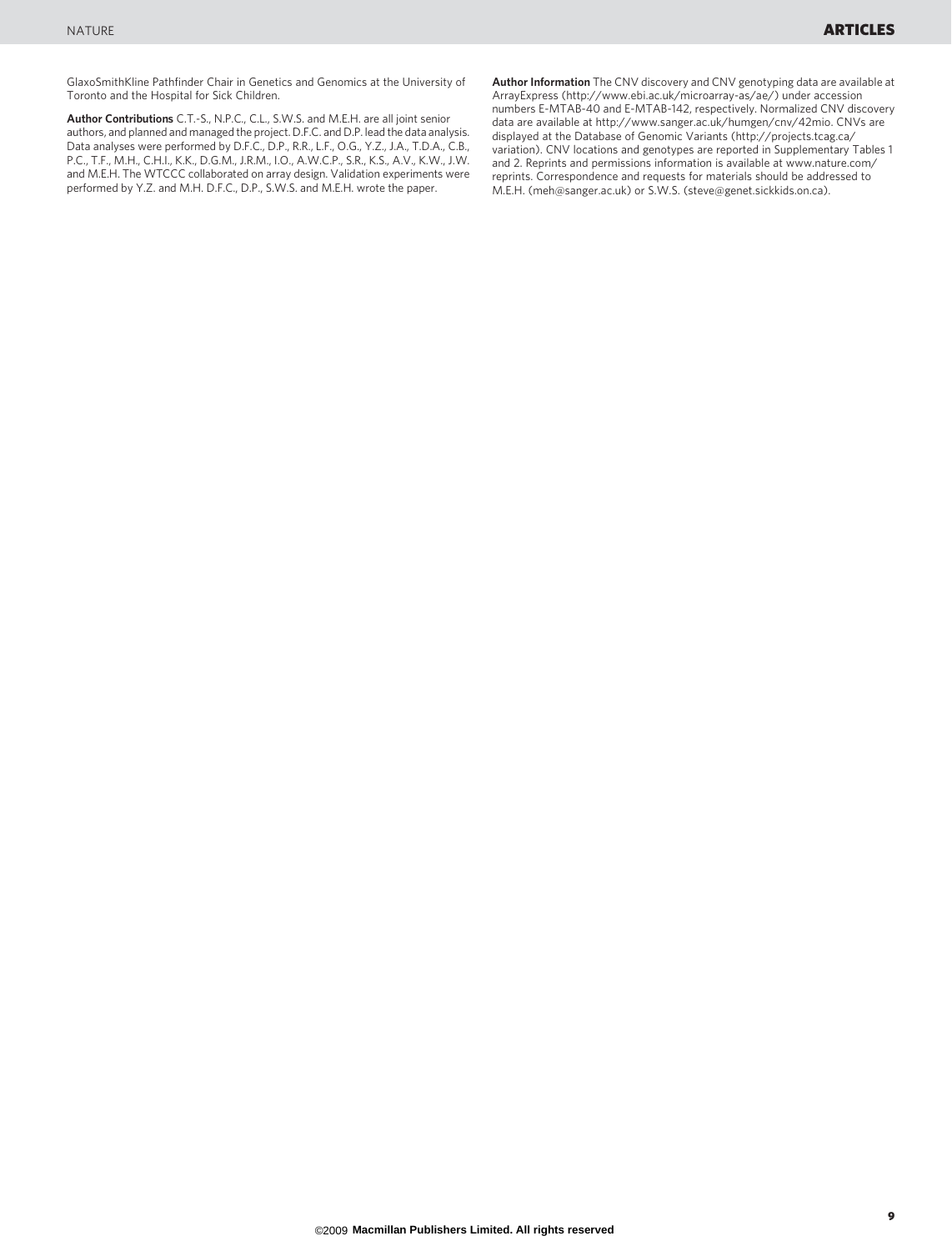GlaxoSmithKline Pathfinder Chair in Genetics and Genomics at the University of Toronto and the Hospital for Sick Children.

**Author Contributions** C.T.-S., N.P.C., C.L., S.W.S. and M.E.H. are all joint senior authors, and planned and managed the project. D.F.C. and D.P. lead the data analysis. Data analyses were performed by D.F.C., D.P., R.R., L.F., O.G., Y.Z., J.A., T.D.A., C.B., P.C., T.F., M.H., C.H.I., K.K., D.G.M., J.R.M., I.O., A.W.C.P., S.R., K.S., A.V., K.W., J.W. and M.E.H. The WTCCC collaborated on array design. Validation experiments were performed by Y.Z. and M.H. D.F.C., D.P., S.W.S. and M.E.H. wrote the paper.

**Author Information** The CNV discovery and CNV genotyping data are available at ArrayExpress (http://www.ebi.ac.uk/microarray-as/ae/) under accession numbers E-MTAB-40 and E-MTAB-142, respectively. Normalized CNV discovery data are available at http://www.sanger.ac.uk/humgen/cnv/42mio. CNVs are displayed at the Database of Genomic Variants (http://projects.tcag.ca/variation). CNV locations and genotypes are reported in Supplementary Tables 1 and 2. Reprints and permissions information is available at www.nature.com/reprints. Correspondence and requests for materials should be addressed to M.E.H. (meh@sanger.ac.uk) or S.W.S. (steve@genet.sickkids.on.ca).